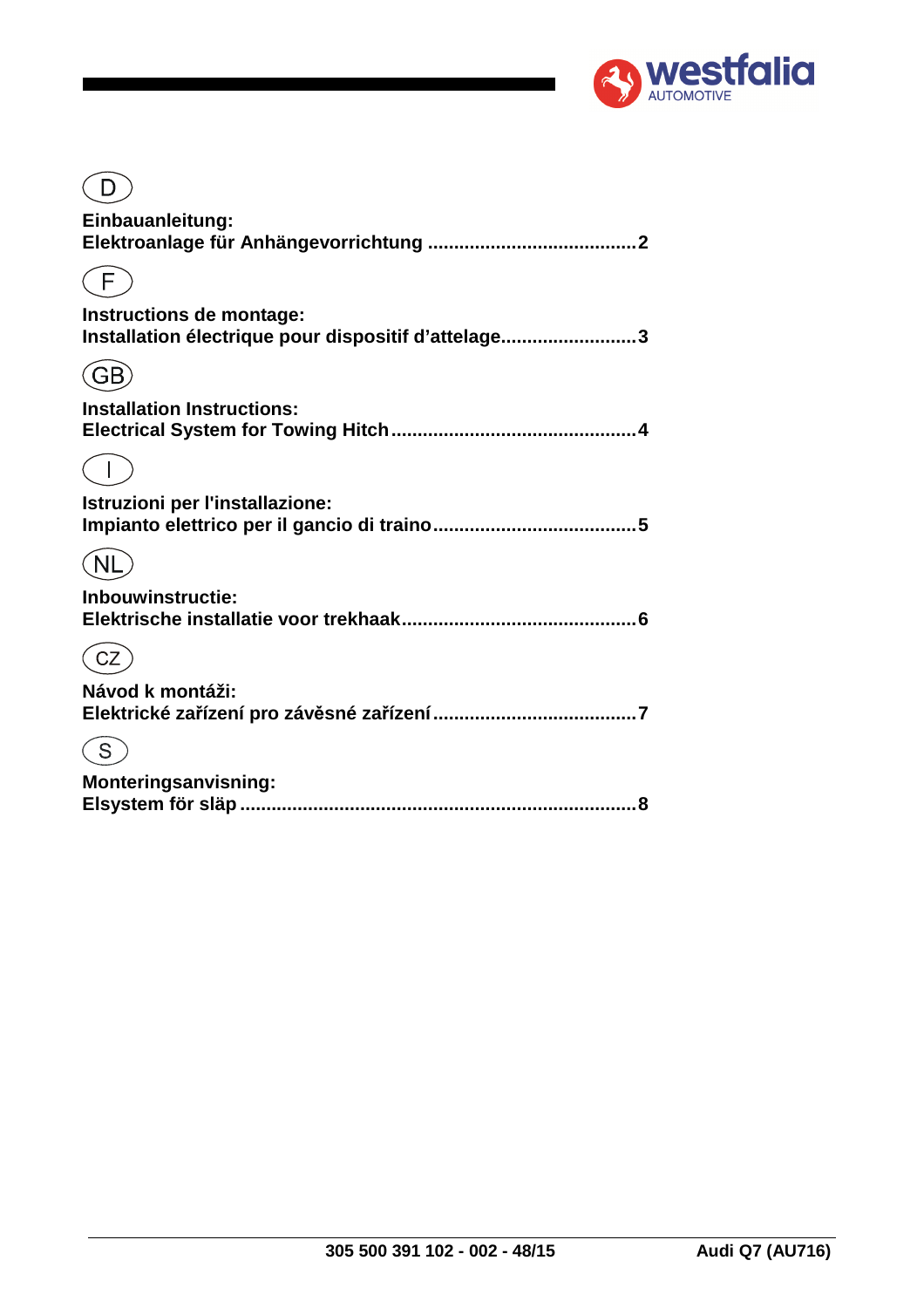westfalia AUTOMOTIVE

(D)

**Einbauanleitung:**
**Elektroanlage für Anhängevorrichtung ........................................2**

(F)

**Instructions de montage:**
**Installation électrique pour dispositif d'attelage..........................3**

(GB)

**Installation Instructions:**
**Electrical System for Towing Hitch...............................................4**

(I)

**Istruzioni per l'installazione:**
**Impianto elettrico per il gancio di traino.......................................5**

(NL)

**Inbouwinstructie:**
**Elektrische installatie voor trekhaak.............................................6**

(CZ)

**Návod k montáži:**
**Elektrické zařízení pro závěsné zařízení.......................................7**

(S)

**Monteringsanvisning:**
**Elsystem för släp ............................................................................8**

**305 500 391 102 - 002 - 48/15** **Audi Q7 (AU716)**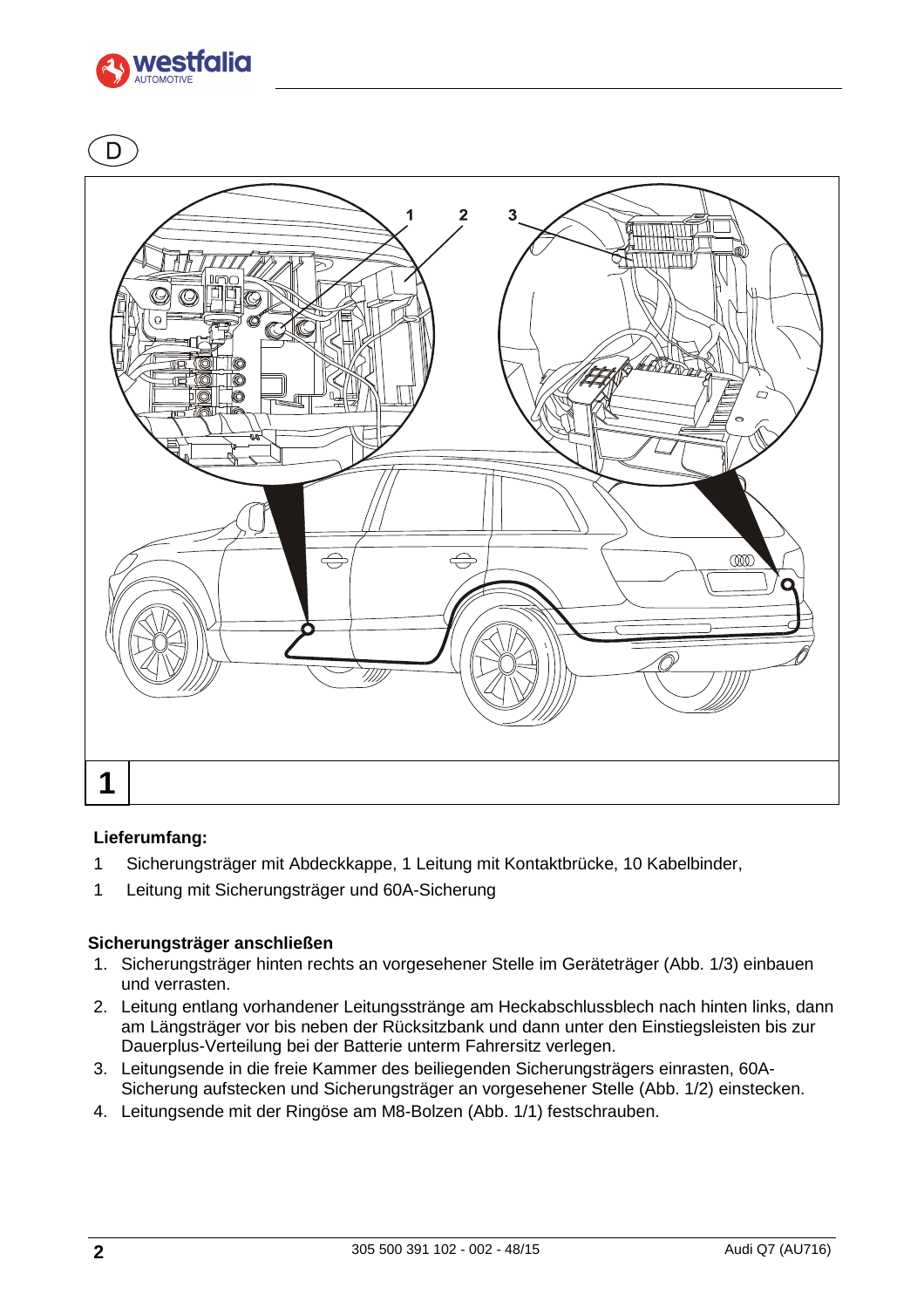D

1

**Lieferumfang:**

1 Sicherungsträger mit Abdeckkappe, 1 Leitung mit Kontaktbrücke, 10 Kabelbinder,

1 Leitung mit Sicherungsträger und 60A-Sicherung

**Sicherungsträger anschließen**

1. Sicherungsträger hinten rechts an vorgesehener Stelle im Geräteträger (Abb. 1/3) einbauen und verrasten.
2. Leitung entlang vorhandener Leitungsstränge am Heckabschlussblech nach hinten links, dann am Längsträger vor bis neben der Rücksitzbank und dann unter den Einstiegsleisten bis zur Dauerplus-Verteilung bei der Batterie unterm Fahrersitz verlegen.
3. Leitungsende in die freie Kammer des beiliegenden Sicherungsträgers einrasten, 60A-Sicherung aufstecken und Sicherungsträger an vorgesehener Stelle (Abb. 1/2) einstecken.
4. Leitungsende mit der Ringöse am M8-Bolzen (Abb. 1/1) festschrauben.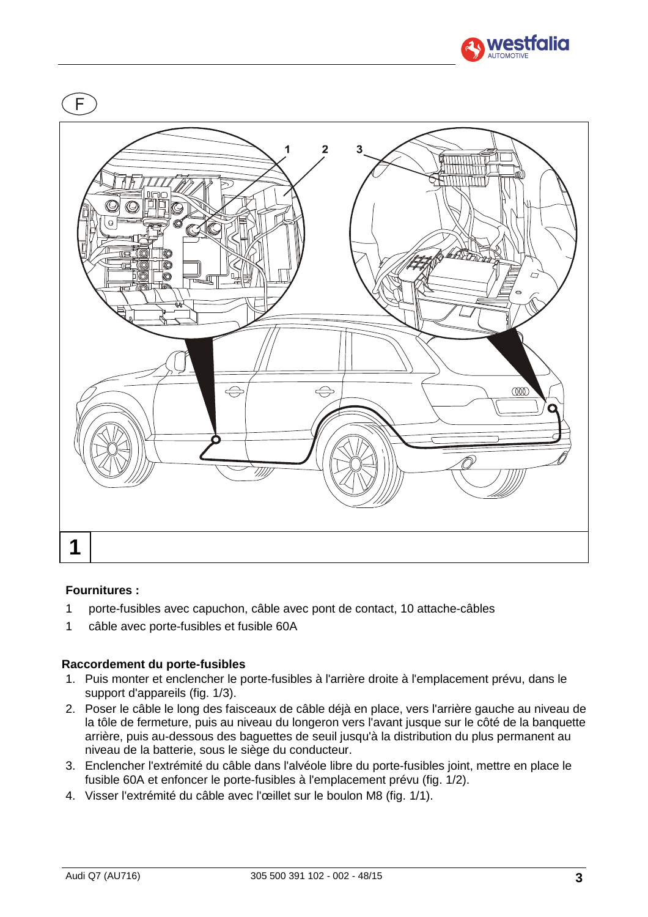F

1

**Fournitures :**

1 porte-fusibles avec capuchon, câble avec pont de contact, 10 attache-câbles

1 câble avec porte-fusibles et fusible 60A

**Raccordement du porte-fusibles**

1. Puis monter et enclencher le porte-fusibles à l'arrière droite à l'emplacement prévu, dans le support d'appareils (fig. 1/3).
2. Poser le câble le long des faisceaux de câble déjà en place, vers l'arrière gauche au niveau de la tôle de fermeture, puis au niveau du longeron vers l'avant jusque sur le côté de la banquette arrière, puis au-dessous des baguettes de seuil jusqu'à la distribution du plus permanent au niveau de la batterie, sous le siège du conducteur.
3. Enclencher l'extrémité du câble dans l'alvéole libre du porte-fusibles joint, mettre en place le fusible 60A et enfoncer le porte-fusibles à l'emplacement prévu (fig. 1/2).
4. Visser l'extrémité du câble avec l'œillet sur le boulon M8 (fig. 1/1).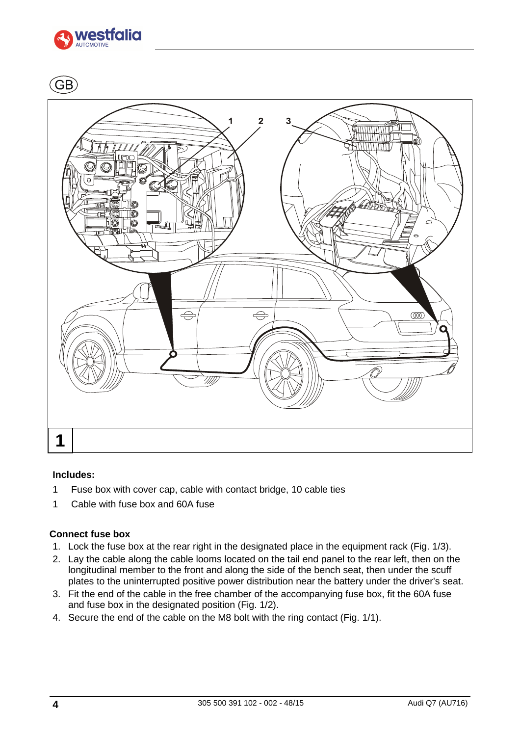GB

1

**Includes:**

1 Fuse box with cover cap, cable with contact bridge, 10 cable ties

1 Cable with fuse box and 60A fuse

**Connect fuse box**

1. Lock the fuse box at the rear right in the designated place in the equipment rack (Fig. 1/3).
2. Lay the cable along the cable looms located on the tail end panel to the rear left, then on the longitudinal member to the front and along the side of the bench seat, then under the scuff plates to the uninterrupted positive power distribution near the battery under the driver's seat.
3. Fit the end of the cable in the free chamber of the accompanying fuse box, fit the 60A fuse and fuse box in the designated position (Fig. 1/2).
4. Secure the end of the cable on the M8 bolt with the ring contact (Fig. 1/1).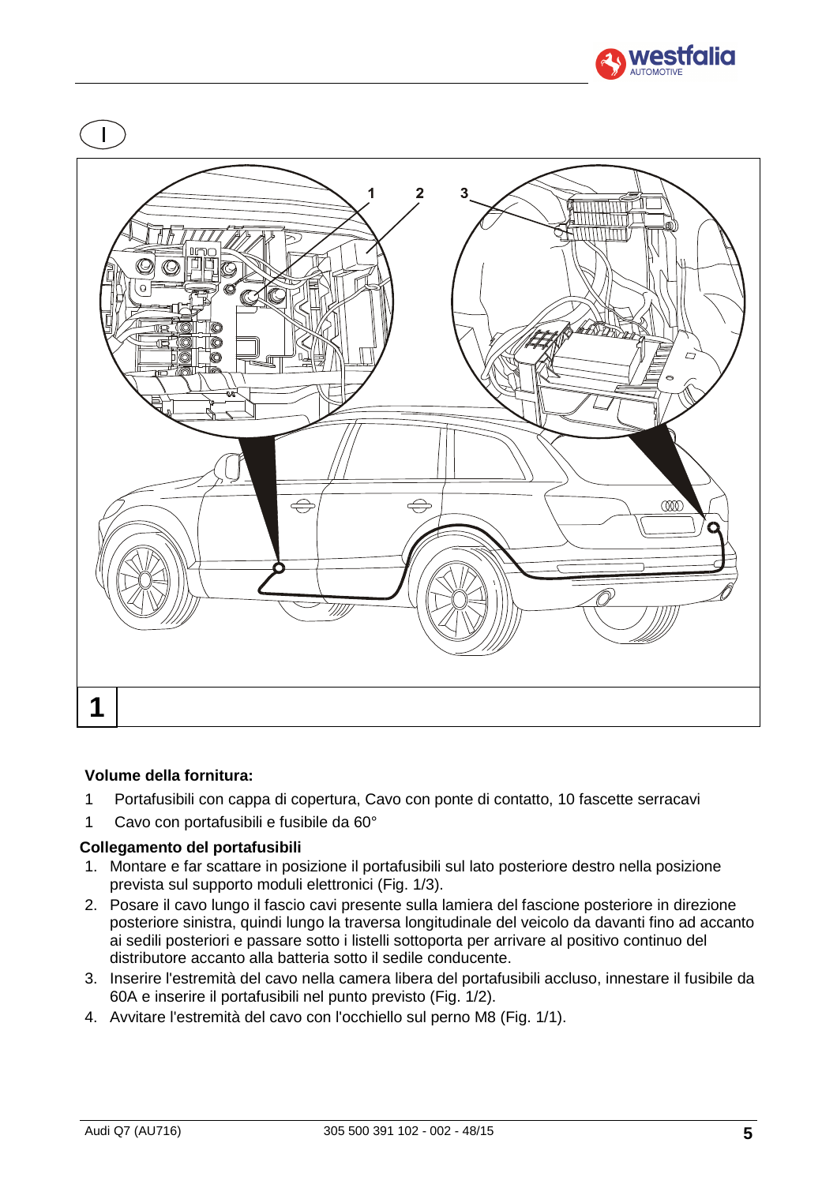**Volume della fornitura:**

1 Portafusibili con cappa di copertura, Cavo con ponte di contatto, 10 fascette serracavi

1 Cavo con portafusibili e fusibile da 60°

**Collegamento del portafusibili**

1. Montare e far scattare in posizione il portafusibili sul lato posteriore destro nella posizione prevista sul supporto moduli elettronici (Fig. 1/3).
2. Posare il cavo lungo il fascio cavi presente sulla lamiera del fascione posteriore in direzione posteriore sinistra, quindi lungo la traversa longitudinale del veicolo da davanti fino ad accanto ai sedili posteriori e passare sotto i listelli sottoporta per arrivare al positivo continuo del distributore accanto alla batteria sotto il sedile conducente.
3. Inserire l'estremità del cavo nella camera libera del portafusibili accluso, innestare il fusibile da 60A e inserire il portafusibili nel punto previsto (Fig. 1/2).
4. Avvitare l'estremità del cavo con l'occhiello sul perno M8 (Fig. 1/1).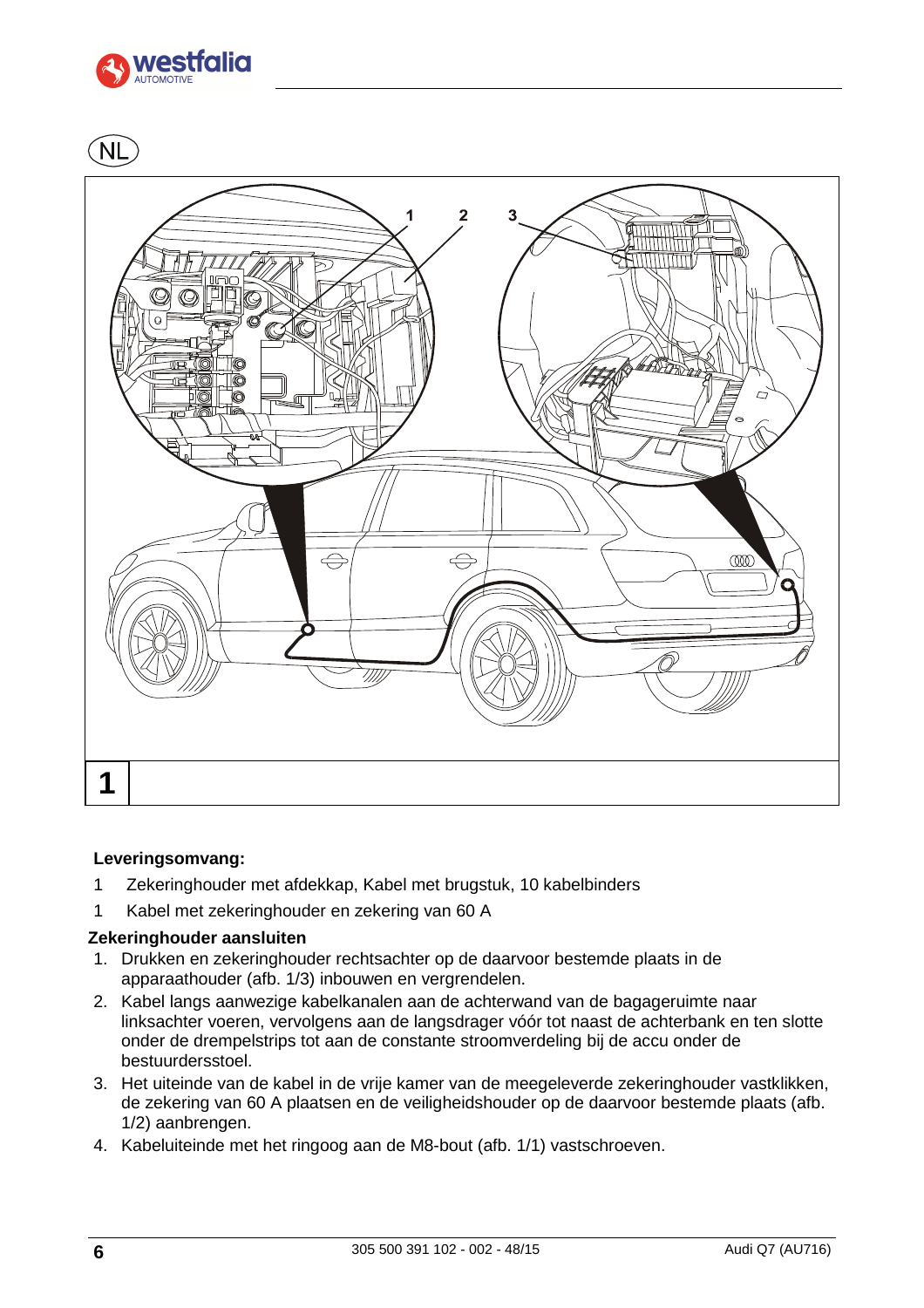NL

1

**Leveringsomvang:**

1 Zekeringhouder met afdekkap, Kabel met brugstuk, 10 kabelbinders

1 Kabel met zekeringhouder en zekering van 60 A

**Zekeringhouder aansluiten**

1. Drukken en zekeringhouder rechtsachter op de daarvoor bestemde plaats in de apparaathouder (afb. 1/3) inbouwen en vergrendelen.
2. Kabel langs aanwezige kabelkanalen aan de achterwand van de bagageruimte naar linksachter voeren, vervolgens aan de langsdrager vóór tot naast de achterbank en ten slotte onder de drempelstrips tot aan de constante stroomverdeling bij de accu onder de bestuurdersstoel.
3. Het uiteinde van de kabel in de vrije kamer van de meegeleverde zekeringhouder vastklikken, de zekering van 60 A plaatsen en de veiligheidshouder op de daarvoor bestemde plaats (afb. 1/2) aanbrengen.
4. Kabeluiteinde met het ringoog aan de M8-bout (afb. 1/1) vastschroeven.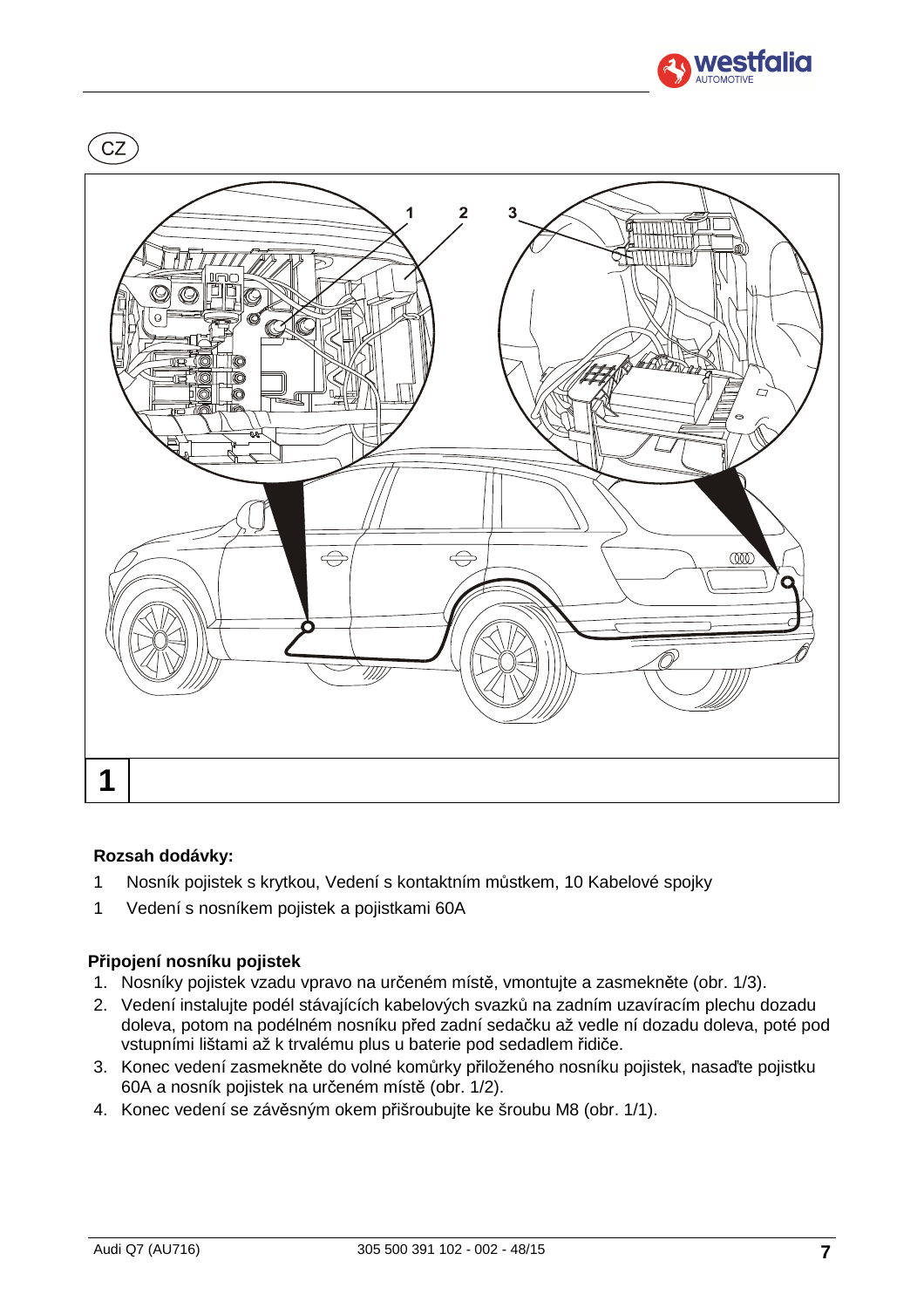CZ

1

**Rozsah dodávky:**

1 Nosník pojistek s krytkou, Vedení s kontaktním můstkem, 10 Kabelové spojky

1 Vedení s nosníkem pojistek a pojistkami 60A

**Připojení nosníku pojistek**

1. Nosníky pojistek vzadu vpravo na určeném místě, vmontujte a zasmekněte (obr. 1/3).
2. Vedení instalujte podél stávajících kabelových svazků na zadním uzavíracím plechu dozadu doleva, potom na podélném nosníku před zadní sedačku až vedle ní dozadu doleva, poté pod vstupními lištami až k trvalému plus u baterie pod sedadlem řidiče.
3. Konec vedení zasmekněte do volné komůrky přiloženého nosníku pojistek, nasaďte pojistku 60A a nosník pojistek na určeném místě (obr. 1/2).
4. Konec vedení se závěsným okem přišroubujte ke šroubu M8 (obr. 1/1).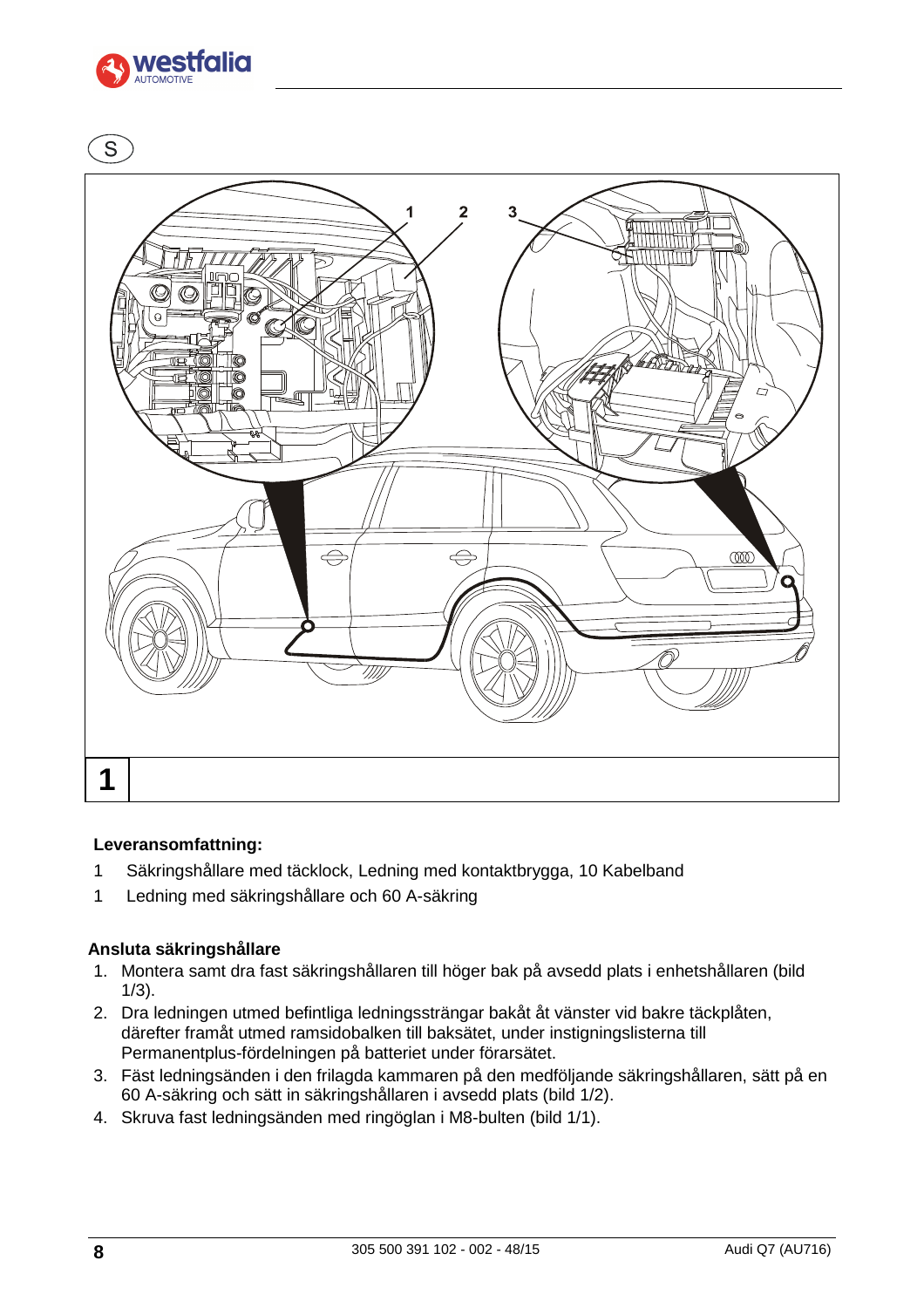S

1 2 3

1

**Leveransomfattning:**

1 Säkringshållare med täcklock, Ledning med kontaktbrygga, 10 Kabelband

1 Ledning med säkringshållare och 60 A-säkring

**Ansluta säkringshållare**

1. Montera samt dra fast säkringshållaren till höger bak på avsedd plats i enhetshållaren (bild 1/3).
2. Dra ledningen utmed befintliga ledningssträngar bakåt åt vänster vid bakre täckplåten, därefter framåt utmed ramsidobalken till baksätet, under instigningslisterna till Permanentplus-fördelningen på batteriet under förarsätet.
3. Fäst ledningsänden i den frilagda kammaren på den medföljande säkringshållaren, sätt på en 60 A-säkring och sätt in säkringshållaren i avsedd plats (bild 1/2).
4. Skruva fast ledningsänden med ringöglan i M8-bulten (bild 1/1).